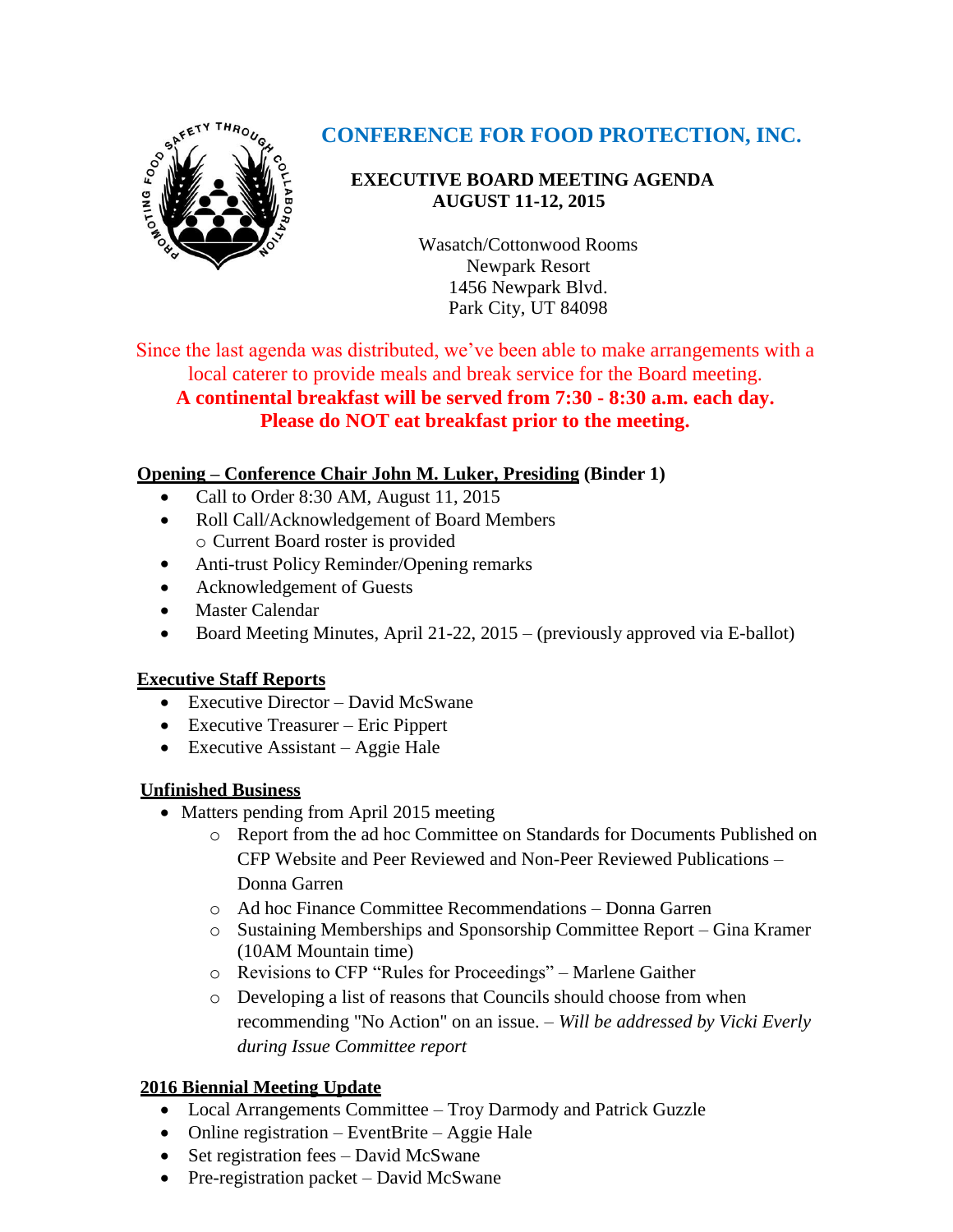# CONFERENCE FOR FOOD PROTECTION, INC.

**EXECUTIVE BOARD MEETING AGENDA**
**AUGUST 11-12, 2015**

Wasatch/Cottonwood Rooms
Newpark Resort
1456 Newpark Blvd.
Park City, UT 84098

Since the last agenda was distributed, we've been able to make arrangements with a local caterer to provide meals and break service for the Board meeting.
**A continental breakfast will be served from 7:30 - 8:30 a.m. each day.**
**Please do NOT eat breakfast prior to the meeting.**

## Opening – Conference Chair John M. Luker, Presiding (Binder 1)

- Call to Order 8:30 AM, August 11, 2015
- Roll Call/Acknowledgement of Board Members
  - Current Board roster is provided
- Anti-trust Policy Reminder/Opening remarks
- Acknowledgement of Guests
- Master Calendar
- Board Meeting Minutes, April 21-22, 2015 – (previously approved via E-ballot)

## Executive Staff Reports

- Executive Director – David McSwane
- Executive Treasurer – Eric Pippert
- Executive Assistant – Aggie Hale

## Unfinished Business

- Matters pending from April 2015 meeting
  - Report from the ad hoc Committee on Standards for Documents Published on CFP Website and Peer Reviewed and Non-Peer Reviewed Publications – Donna Garren
  - Ad hoc Finance Committee Recommendations – Donna Garren
  - Sustaining Memberships and Sponsorship Committee Report – Gina Kramer (10AM Mountain time)
  - Revisions to CFP "Rules for Proceedings" – Marlene Gaither
  - Developing a list of reasons that Councils should choose from when recommending "No Action" on an issue. – *Will be addressed by Vicki Everly during Issue Committee report*

## 2016 Biennial Meeting Update

- Local Arrangements Committee – Troy Darmody and Patrick Guzzle
- Online registration – EventBrite – Aggie Hale
- Set registration fees – David McSwane
- Pre-registration packet – David McSwane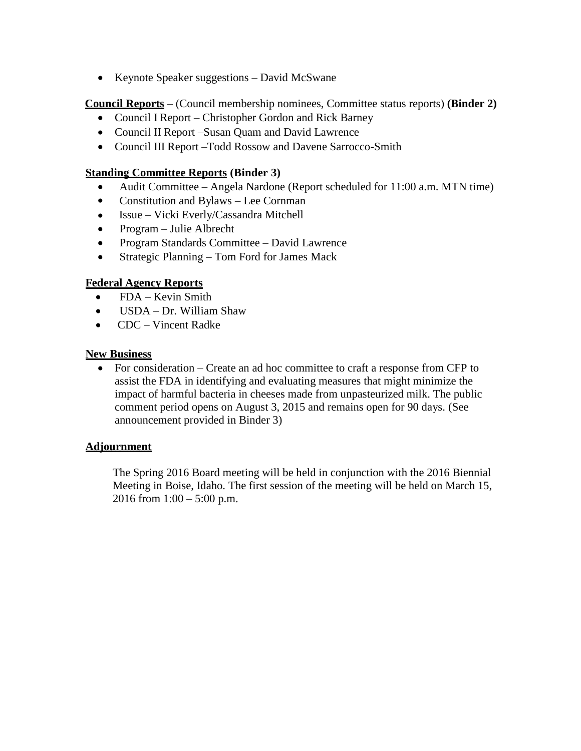- Keynote Speaker suggestions – David McSwane

**Council Reports** – (Council membership nominees, Committee status reports) **(Binder 2)**

- Council I Report – Christopher Gordon and Rick Barney
- Council II Report –Susan Quam and David Lawrence
- Council III Report –Todd Rossow and Davene Sarrocco-Smith

**Standing Committee Reports (Binder 3)**

- Audit Committee – Angela Nardone (Report scheduled for 11:00 a.m. MTN time)
- Constitution and Bylaws – Lee Cornman
- Issue – Vicki Everly/Cassandra Mitchell
- Program – Julie Albrecht
- Program Standards Committee – David Lawrence
- Strategic Planning – Tom Ford for James Mack

**Federal Agency Reports**

- FDA – Kevin Smith
- USDA – Dr. William Shaw
- CDC – Vincent Radke

**New Business**

- For consideration – Create an ad hoc committee to craft a response from CFP to assist the FDA in identifying and evaluating measures that might minimize the impact of harmful bacteria in cheeses made from unpasteurized milk. The public comment period opens on August 3, 2015 and remains open for 90 days. (See announcement provided in Binder 3)

**Adjournment**

The Spring 2016 Board meeting will be held in conjunction with the 2016 Biennial Meeting in Boise, Idaho. The first session of the meeting will be held on March 15, 2016 from 1:00 – 5:00 p.m.